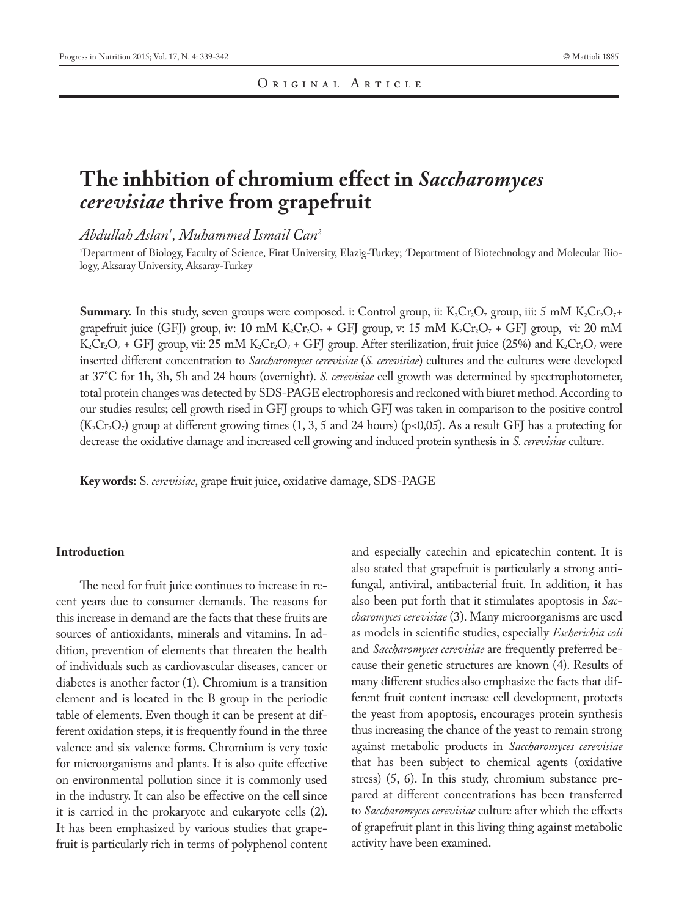Original Article

# The inhbition of chromium effect in *Saccharomyces cerevisiae* thrive from grapefruit

*Abdullah Aslan*[1], *Muhammed Ismail Can*[2]

[1]Department of Biology, Faculty of Science, Firat University, Elazig-Turkey; [2]Department of Biotechnology and Molecular Biology, Aksaray University, Aksaray-Turkey

**Summary.** In this study, seven groups were composed. i: Control group, ii: $K_2Cr_2O_7$ group, iii: 5 mM $K_2Cr_2O_7$+ grapefruit juice (GFJ) group, iv: 10 mM $K_2Cr_2O_7$ + GFJ group, v: 15 mM $K_2Cr_2O_7$ + GFJ group, vi: 20 mM $K_2Cr_2O_7$ + GFJ group, vii: 25 mM $K_2Cr_2O_7$ + GFJ group. After sterilization, fruit juice (25%) and $K_2Cr_2O_7$ were inserted different concentration to *Saccharomyces cerevisiae* (*S. cerevisiae*) cultures and the cultures were developed at 37°C for 1h, 3h, 5h and 24 hours (overnight). *S. cerevisiae* cell growth was determined by spectrophotometer, total protein changes was detected by SDS-PAGE electrophoresis and reckoned with biuret method. According to our studies results; cell growth rised in GFJ groups to which GFJ was taken in comparison to the positive control ($K_2Cr_2O_7$) group at different growing times (1, 3, 5 and 24 hours) ($p<0,05$). As a result GFJ has a protecting for decrease the oxidative damage and increased cell growing and induced protein synthesis in *S. cerevisiae* culture.

**Key words:** S. *cerevisiae*, grape fruit juice, oxidative damage, SDS-PAGE

## Introduction

The need for fruit juice continues to increase in recent years due to consumer demands. The reasons for this increase in demand are the facts that these fruits are sources of antioxidants, minerals and vitamins. In addition, prevention of elements that threaten the health of individuals such as cardiovascular diseases, cancer or diabetes is another factor (1). Chromium is a transition element and is located in the B group in the periodic table of elements. Even though it can be present at different oxidation steps, it is frequently found in the three valence and six valence forms. Chromium is very toxic for microorganisms and plants. It is also quite effective on environmental pollution since it is commonly used in the industry. It can also be effective on the cell since it is carried in the prokaryote and eukaryote cells (2). It has been emphasized by various studies that grapefruit is particularly rich in terms of polyphenol content and especially catechin and epicatechin content. It is also stated that grapefruit is particularly a strong antifungal, antiviral, antibacterial fruit. In addition, it has also been put forth that it stimulates apoptosis in *Saccharomyces cerevisiae* (3). Many microorganisms are used as models in scientific studies, especially *Escherichia coli* and *Saccharomyces cerevisiae* are frequently preferred because their genetic structures are known (4). Results of many different studies also emphasize the facts that different fruit content increase cell development, protects the yeast from apoptosis, encourages protein synthesis thus increasing the chance of the yeast to remain strong against metabolic products in *Saccharomyces cerevisiae* that has been subject to chemical agents (oxidative stress) (5, 6). In this study, chromium substance prepared at different concentrations has been transferred to *Saccharomyces cerevisiae* culture after which the effects of grapefruit plant in this living thing against metabolic activity have been examined.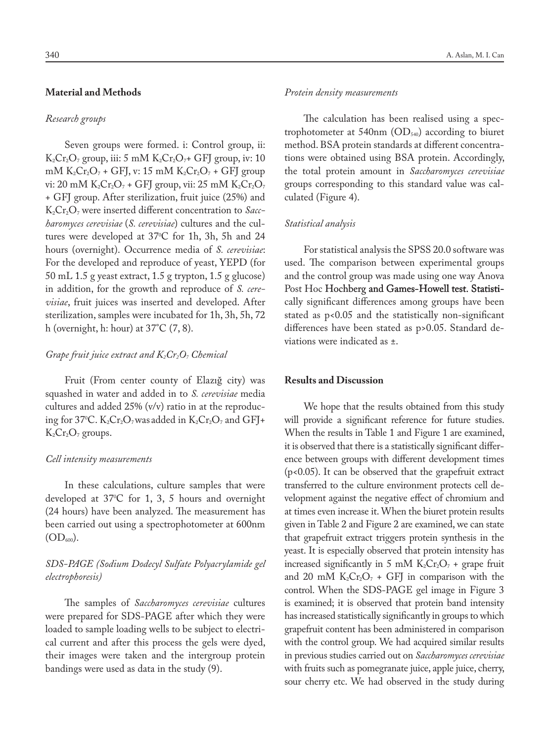## Material and Methods

### *Research groups*

Seven groups were formed. i: Control group, ii: $K_2Cr_2O_7$ group, iii: 5 mM $K_2Cr_2O_7$+ GFJ group, iv: 10 mM $K_2Cr_2O_7$ + GFJ, v: 15 mM $K_2Cr_2O_7$ + GFJ group vi: 20 mM $K_2Cr_2O_7$ + GFJ group, vii: 25 mM $K_2Cr_2O_7$ + GFJ group. After sterilization, fruit juice (25%) and $K_2Cr_2O_7$ were inserted different concentration to *Saccharomyces cerevisiae* (*S. cerevisiae*) cultures and the cultures were developed at 37°C for 1h, 3h, 5h and 24 hours (overnight). Occurrence media of *S. cerevisiae*: For the developed and reproduce of yeast, YEPD (for 50 mL 1.5 g yeast extract, 1.5 g trypton, 1.5 g glucose) in addition, for the growth and reproduce of *S. cerevisiae*, fruit juices was inserted and developed. After sterilization, samples were incubated for 1h, 3h, 5h, 72 h (overnight, h: hour) at 37°C (7, 8).

### *Grape fruit juice extract and $K_2Cr_2O_7$ Chemical*

Fruit (From center county of Elazığ city) was squashed in water and added in to *S. cerevisiae* media cultures and added 25% (v/v) ratio in at the reproducing for 37°C. $K_2Cr_2O_7$ was added in $K_2Cr_2O_7$ and GFJ+ $K_2Cr_2O_7$ groups.

### *Cell intensity measurements*

In these calculations, culture samples that were developed at 37°C for 1, 3, 5 hours and overnight (24 hours) have been analyzed. The measurement has been carried out using a spectrophotometer at 600nm ($OD_{600}$).

### *SDS-PAGE (Sodium Dodecyl Sulfate Polyacrylamide gel electrophoresis)*

The samples of *Saccharomyces cerevisiae* cultures were prepared for SDS-PAGE after which they were loaded to sample loading wells to be subject to electrical current and after this process the gels were dyed, their images were taken and the intergroup protein bandings were used as data in the study (9).

### *Protein density measurements*

The calculation has been realised using a spectrophotometer at 540nm ($OD_{540}$) according to biuret method. BSA protein standards at different concentrations were obtained using BSA protein. Accordingly, the total protein amount in *Saccharomyces cerevisiae* groups corresponding to this standard value was calculated (Figure 4).

### *Statistical analysis*

For statistical analysis the SPSS 20.0 software was used. The comparison between experimental groups and the control group was made using one way Anova Post Hoc Hochberg and Games-Howell test. Statistically significant differences among groups have been stated as $p<0.05$ and the statistically non-significant differences have been stated as $p>0.05$. Standard deviations were indicated as ±.

## Results and Discussion

We hope that the results obtained from this study will provide a significant reference for future studies. When the results in Table 1 and Figure 1 are examined, it is observed that there is a statistically significant difference between groups with different development times ($p<0.05$). It can be observed that the grapefruit extract transferred to the culture environment protects cell development against the negative effect of chromium and at times even increase it. When the biuret protein results given in Table 2 and Figure 2 are examined, we can state that grapefruit extract triggers protein synthesis in the yeast. It is especially observed that protein intensity has increased significantly in 5 mM $K_2Cr_2O_7$ + grape fruit and 20 mM $K_2Cr_2O_7$ + GFJ in comparison with the control. When the SDS-PAGE gel image in Figure 3 is examined; it is observed that protein band intensity has increased statistically significantly in groups to which grapefruit content has been administered in comparison with the control group. We had acquired similar results in previous studies carried out on *Saccharomyces cerevisiae* with fruits such as pomegranate juice, apple juice, cherry, sour cherry etc. We had observed in the study during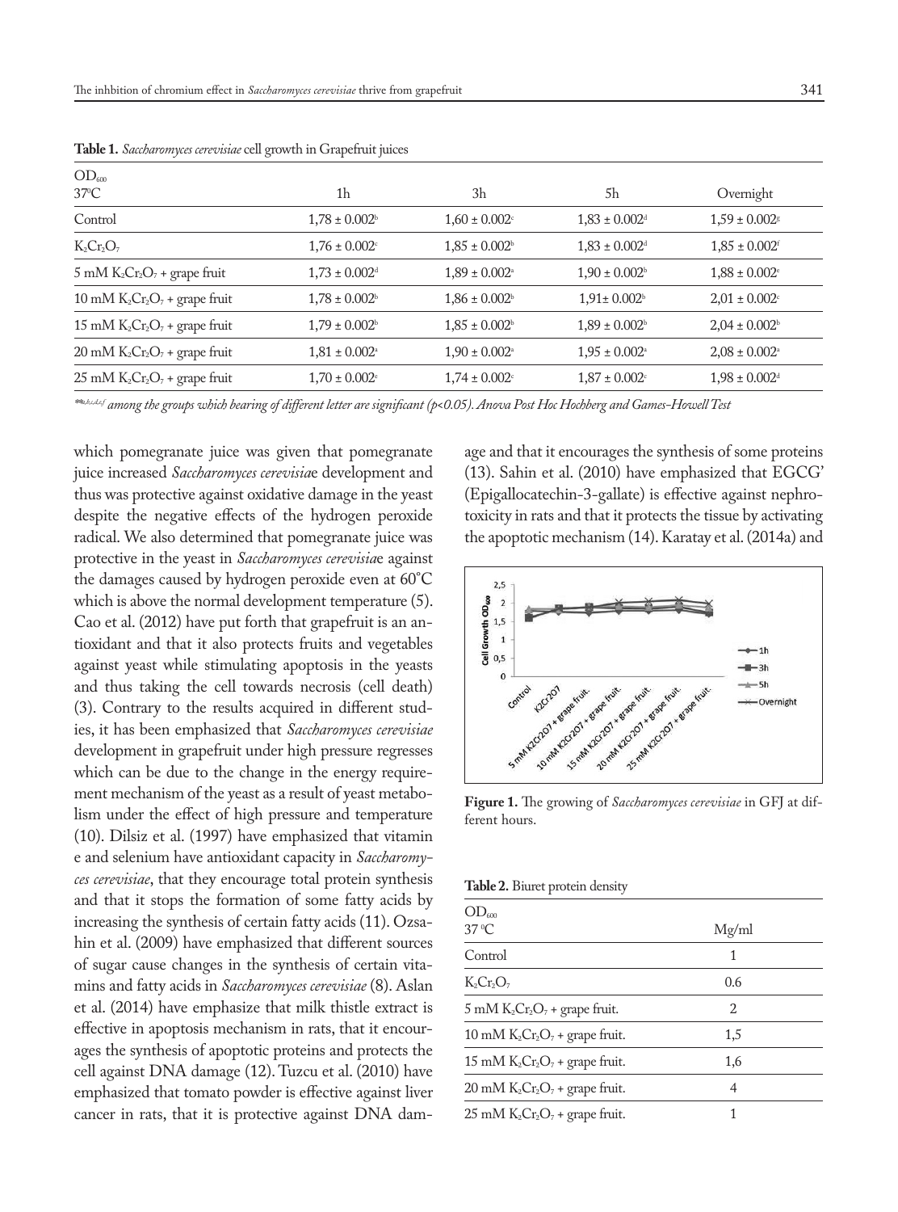**Table 1.** *Saccharomyces cerevisiae* cell growth in Grapefruit juices

| $OD_{600}$ 37°C | 1h | 3h | 5h | Overnight |
|---|---|---|---|---|
| Control | 1,78 ± 0.002[b] | 1,60 ± 0.002[c] | 1,83 ± 0.002[d] | 1,59 ± 0.002[g] |
| $K_2Cr_2O_7$ | 1,76 ± 0.002[c] | 1,85 ± 0.002[b] | 1,83 ± 0.002[d] | 1,85 ± 0.002[f] |
| 5 mM $K_2Cr_2O_7$ + grape fruit | 1,73 ± 0.002[d] | 1,89 ± 0.002[a] | 1,90 ± 0.002[b] | 1,88 ± 0.002[e] |
| 10 mM $K_2Cr_2O_7$ + grape fruit | 1,78 ± 0.002[b] | 1,86 ± 0.002[b] | 1,91± 0.002[b] | 2,01 ± 0.002[c] |
| 15 mM $K_2Cr_2O_7$ + grape fruit | 1,79 ± 0.002[b] | 1,85 ± 0.002[b] | 1,89 ± 0.002[b] | 2,04 ± 0.002[b] |
| 20 mM $K_2Cr_2O_7$ + grape fruit | 1,81 ± 0.002[a] | 1,90 ± 0.002[a] | 1,95 ± 0.002[a] | 2,08 ± 0.002[a] |
| 25 mM $K_2Cr_2O_7$ + grape fruit | 1,70 ± 0.002[e] | 1,74 ± 0.002[c] | 1,87 ± 0.002[c] | 1,98 ± 0.002[d] |

*[\*\*a,b,c,d,e,f] among the groups which bearing of different letter are significant (p<0.05). Anova Post Hoc Hochberg and Games-Howell Test*

which pomegranate juice was given that pomegranate juice increased *Saccharomyces cerevisiae* development and thus was protective against oxidative damage in the yeast despite the negative effects of the hydrogen peroxide radical. We also determined that pomegranate juice was protective in the yeast in *Saccharomyces cerevisiae* against the damages caused by hydrogen peroxide even at 60°C which is above the normal development temperature (5). Cao et al. (2012) have put forth that grapefruit is an antioxidant and that it also protects fruits and vegetables against yeast while stimulating apoptosis in the yeasts and thus taking the cell towards necrosis (cell death) (3). Contrary to the results acquired in different studies, it has been emphasized that *Saccharomyces cerevisiae* development in grapefruit under high pressure regresses which can be due to the change in the energy requirement mechanism of the yeast as a result of yeast metabolism under the effect of high pressure and temperature (10). Dilsiz et al. (1997) have emphasized that vitamin e and selenium have antioxidant capacity in *Saccharomyces cerevisiae*, that they encourage total protein synthesis and that it stops the formation of some fatty acids by increasing the synthesis of certain fatty acids (11). Ozsahin et al. (2009) have emphasized that different sources of sugar cause changes in the synthesis of certain vitamins and fatty acids in *Saccharomyces cerevisiae* (8). Aslan et al. (2014) have emphasize that milk thistle extract is effective in apoptosis mechanism in rats, that it encourages the synthesis of apoptotic proteins and protects the cell against DNA damage (12). Tuzcu et al. (2010) have emphasized that tomato powder is effective against liver cancer in rats, that it is protective against DNA damage and that it encourages the synthesis of some proteins (13). Sahin et al. (2010) have emphasized that EGCG' (Epigallocatechin-3-gallate) is effective against nephrotoxicity in rats and that it protects the tissue by activating the apoptotic mechanism (14). Karatay et al. (2014a) and

**Figure 1.** The growing of *Saccharomyces cerevisiae* in GFJ at different hours.

**Table 2.** Biuret protein density

| $OD_{600}$ 37 °C | Mg/ml |
|---|---|
| Control | 1 |
| $K_2Cr_2O_7$ | 0.6 |
| 5 mM $K_2Cr_2O_7$ + grape fruit. | 2 |
| 10 mM $K_2Cr_2O_7$ + grape fruit. | 1,5 |
| 15 mM $K_2Cr_2O_7$ + grape fruit. | 1,6 |
| 20 mM $K_2Cr_2O_7$ + grape fruit. | 4 |
| 25 mM $K_2Cr_2O_7$ + grape fruit. | 1 |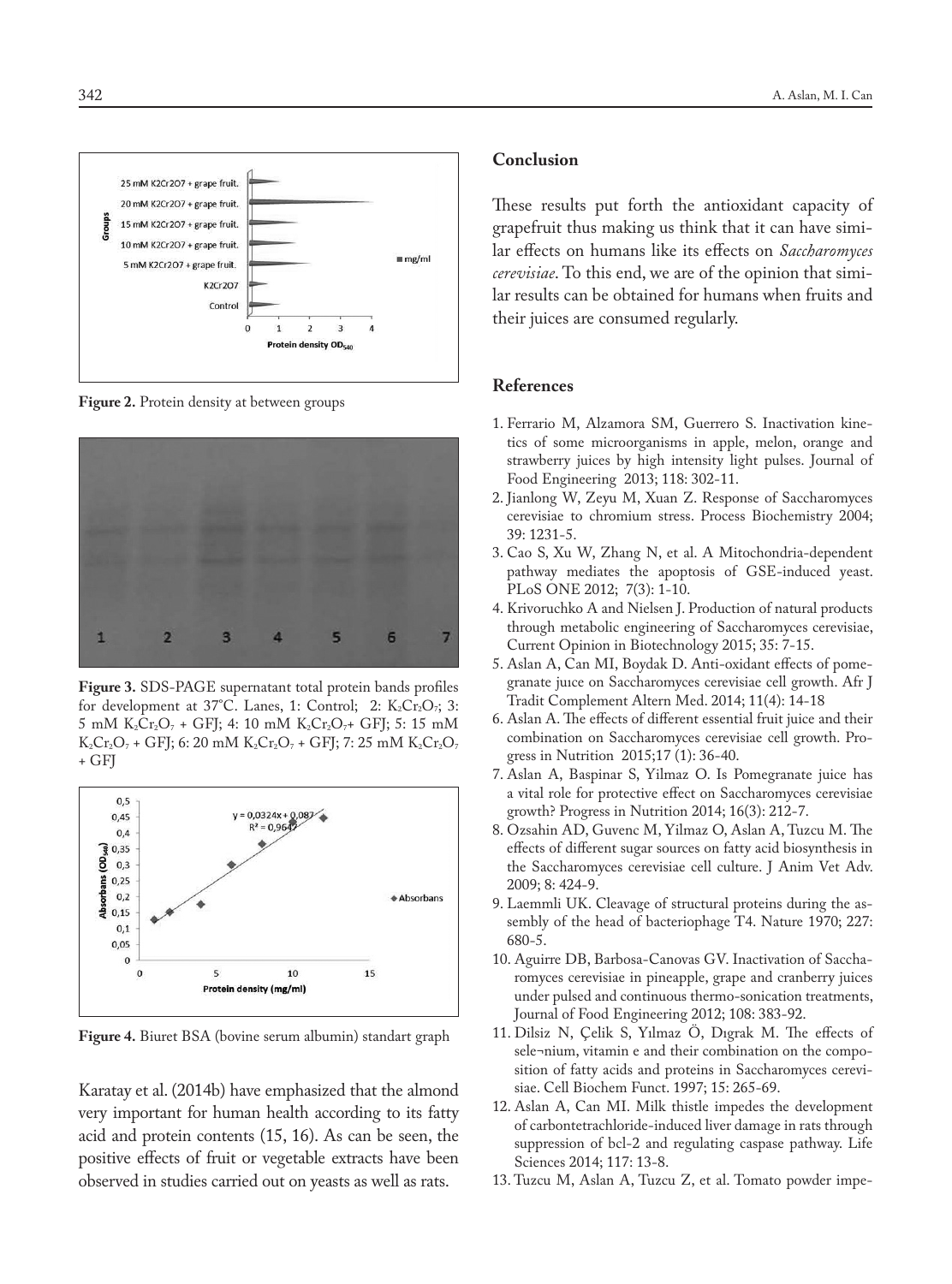Figure 2. Protein density at between groups

Figure 3. SDS-PAGE supernatant total protein bands profiles for development at 37°C. Lanes, 1: Control; 2: $K_2Cr_2O_7$; 3: 5 mM $K_2Cr_2O_7$ + GFJ; 4: 10 mM $K_2Cr_2O_7$+ GFJ; 5: 15 mM $K_2Cr_2O_7$ + GFJ; 6: 20 mM $K_2Cr_2O_7$ + GFJ; 7: 25 mM $K_2Cr_2O_7$ + GFJ

Figure 4. Biuret BSA (bovine serum albumin) standart graph

Karatay et al. (2014b) have emphasized that the almond very important for human health according to its fatty acid and protein contents (15, 16). As can be seen, the positive effects of fruit or vegetable extracts have been observed in studies carried out on yeasts as well as rats.

## Conclusion

These results put forth the antioxidant capacity of grapefruit thus making us think that it can have similar effects on humans like its effects on *Saccharomyces cerevisiae*. To this end, we are of the opinion that similar results can be obtained for humans when fruits and their juices are consumed regularly.

## References

1. Ferrario M, Alzamora SM, Guerrero S. Inactivation kinetics of some microorganisms in apple, melon, orange and strawberry juices by high intensity light pulses. Journal of Food Engineering 2013; 118: 302-11.
2. Jianlong W, Zeyu M, Xuan Z. Response of Saccharomyces cerevisiae to chromium stress. Process Biochemistry 2004; 39: 1231-5.
3. Cao S, Xu W, Zhang N, et al. A Mitochondria-dependent pathway mediates the apoptosis of GSE-induced yeast. PLoS ONE 2012; 7(3): 1-10.
4. Krivoruchko A and Nielsen J. Production of natural products through metabolic engineering of Saccharomyces cerevisiae, Current Opinion in Biotechnology 2015; 35: 7-15.
5. Aslan A, Can MI, Boydak D. Anti-oxidant effects of pomegranate juice on Saccharomyces cerevisiae cell growth. Afr J Tradit Complement Altern Med. 2014; 11(4): 14-18
6. Aslan A. The effects of different essential fruit juice and their combination on Saccharomyces cerevisiae cell growth. Progress in Nutrition 2015;17 (1): 36-40.
7. Aslan A, Baspinar S, Yilmaz O. Is Pomegranate juice has a vital role for protective effect on Saccharomyces cerevisiae growth? Progress in Nutrition 2014; 16(3): 212-7.
8. Ozsahin AD, Guvenc M, Yilmaz O, Aslan A, Tuzcu M. The effects of different sugar sources on fatty acid biosynthesis in the Saccharomyces cerevisiae cell culture. J Anim Vet Adv. 2009; 8: 424-9.
9. Laemmli UK. Cleavage of structural proteins during the assembly of the head of bacteriophage T4. Nature 1970; 227: 680-5.
10. Aguirre DB, Barbosa-Canovas GV. Inactivation of Saccharomyces cerevisiae in pineapple, grape and cranberry juices under pulsed and continuous thermo-sonication treatments, Journal of Food Engineering 2012; 108: 383-92.
11. Dilsiz N, Çelik S, Yılmaz Ö, Dıgrak M. The effects of sele¬nium, vitamin e and their combination on the composition of fatty acids and proteins in Saccharomyces cerevisiae. Cell Biochem Funct. 1997; 15: 265-69.
12. Aslan A, Can MI. Milk thistle impedes the development of carbontetrachloride-induced liver damage in rats through suppression of bcl-2 and regulating caspase pathway. Life Sciences 2014; 117: 13-8.
13. Tuzcu M, Aslan A, Tuzcu Z, et al. Tomato powder impe-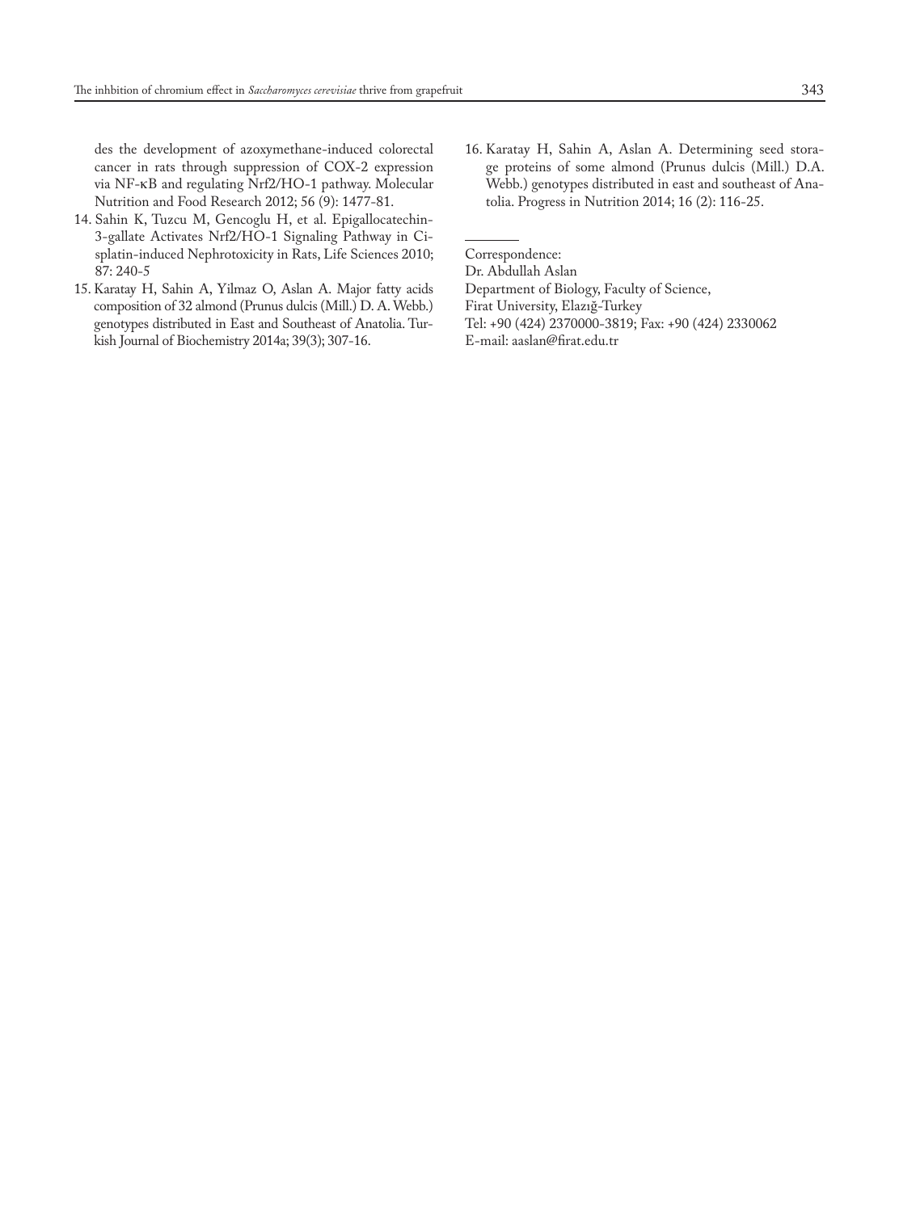des the development of azoxymethane-induced colorectal cancer in rats through suppression of COX-2 expression via NF-κB and regulating Nrf2/HO-1 pathway. Molecular Nutrition and Food Research 2012; 56 (9): 1477-81.

14. Sahin K, Tuzcu M, Gencoglu H, et al. Epigallocatechin-3-gallate Activates Nrf2/HO-1 Signaling Pathway in Cisplatin-induced Nephrotoxicity in Rats, Life Sciences 2010; 87: 240-5
15. Karatay H, Sahin A, Yilmaz O, Aslan A. Major fatty acids composition of 32 almond (Prunus dulcis (Mill.) D. A. Webb.) genotypes distributed in East and Southeast of Anatolia. Turkish Journal of Biochemistry 2014a; 39(3); 307-16.
16. Karatay H, Sahin A, Aslan A. Determining seed storage proteins of some almond (Prunus dulcis (Mill.) D.A. Webb.) genotypes distributed in east and southeast of Anatolia. Progress in Nutrition 2014; 16 (2): 116-25.

Correspondence:
Dr. Abdullah Aslan
Department of Biology, Faculty of Science,
Firat University, Elazığ-Turkey
Tel: +90 (424) 2370000-3819; Fax: +90 (424) 2330062
E-mail: aaslan@firat.edu.tr